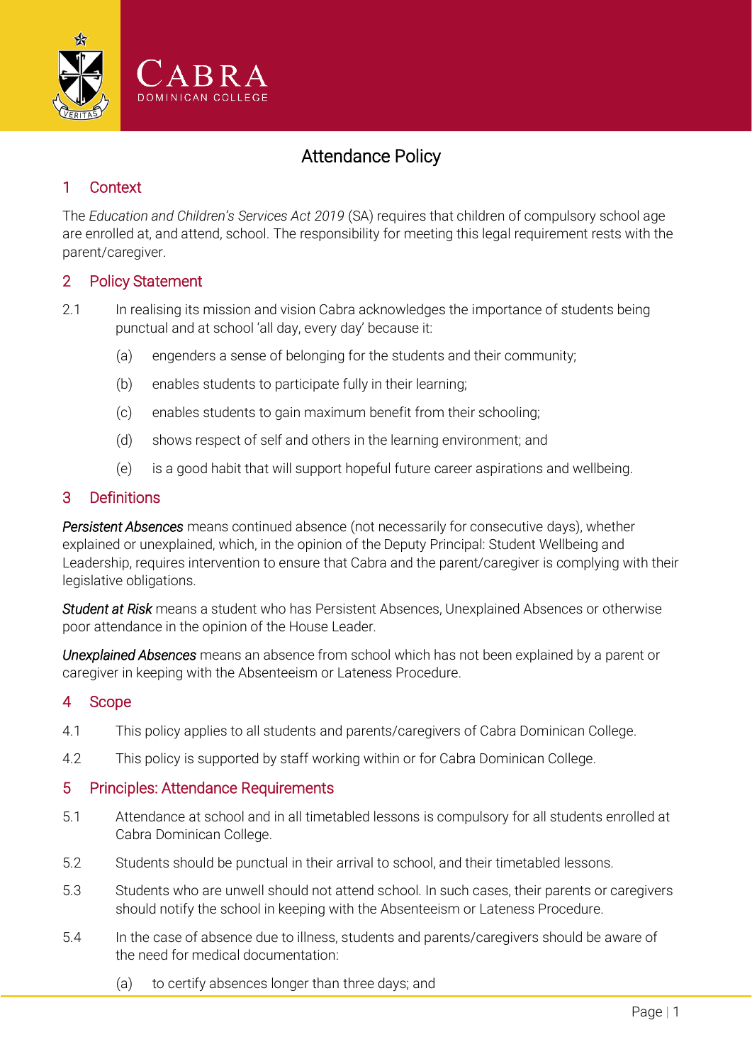CABRA DOMINICAN COLLEGE

# Attendance Policy

## 1 Context

The *Education and Children's Services Act 2019* (SA) requires that children of compulsory school age are enrolled at, and attend, school. The responsibility for meeting this legal requirement rests with the parent/caregiver.

## 2 Policy Statement

2.1 In realising its mission and vision Cabra acknowledges the importance of students being punctual and at school 'all day, every day' because it:

(a) engenders a sense of belonging for the students and their community;

(b) enables students to participate fully in their learning;

(c) enables students to gain maximum benefit from their schooling;

(d) shows respect of self and others in the learning environment; and

(e) is a good habit that will support hopeful future career aspirations and wellbeing.

## 3 Definitions

***Persistent Absences*** means continued absence (not necessarily for consecutive days), whether explained or unexplained, which, in the opinion of the Deputy Principal: Student Wellbeing and Leadership, requires intervention to ensure that Cabra and the parent/caregiver is complying with their legislative obligations.

***Student at Risk*** means a student who has Persistent Absences, Unexplained Absences or otherwise poor attendance in the opinion of the House Leader.

***Unexplained Absences*** means an absence from school which has not been explained by a parent or caregiver in keeping with the Absenteeism or Lateness Procedure.

## 4 Scope

4.1 This policy applies to all students and parents/caregivers of Cabra Dominican College.

4.2 This policy is supported by staff working within or for Cabra Dominican College.

## 5 Principles: Attendance Requirements

5.1 Attendance at school and in all timetabled lessons is compulsory for all students enrolled at Cabra Dominican College.

5.2 Students should be punctual in their arrival to school, and their timetabled lessons.

5.3 Students who are unwell should not attend school. In such cases, their parents or caregivers should notify the school in keeping with the Absenteeism or Lateness Procedure.

5.4 In the case of absence due to illness, students and parents/caregivers should be aware of the need for medical documentation:

(a) to certify absences longer than three days; and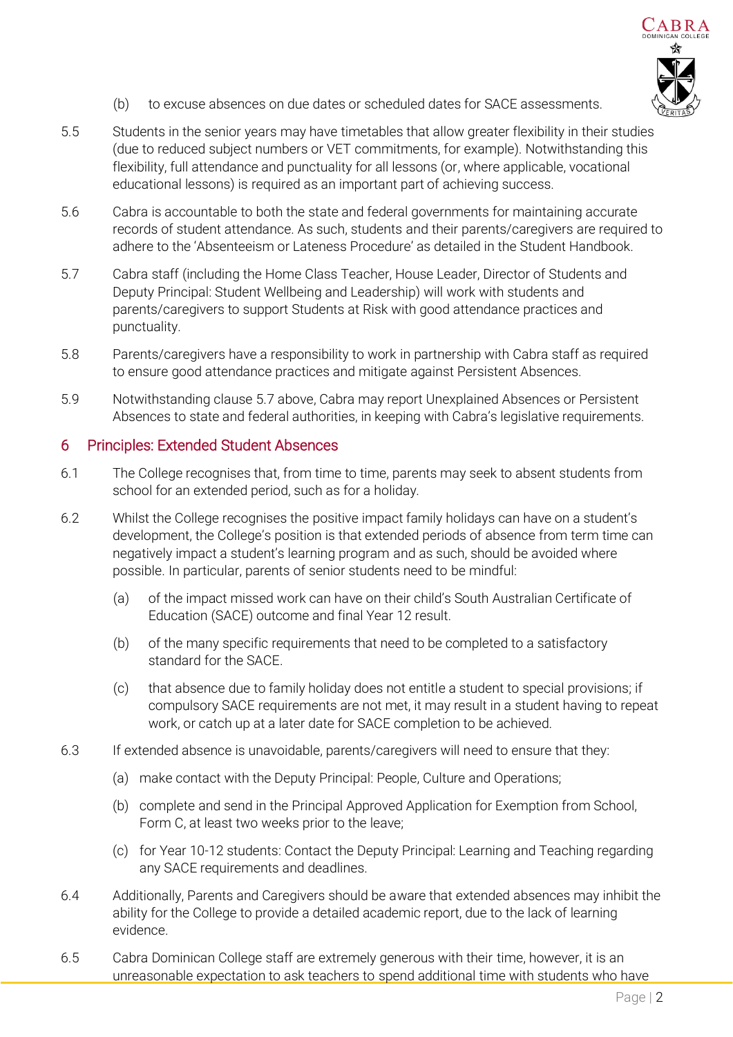(b) to excuse absences on due dates or scheduled dates for SACE assessments.

5.5 Students in the senior years may have timetables that allow greater flexibility in their studies (due to reduced subject numbers or VET commitments, for example). Notwithstanding this flexibility, full attendance and punctuality for all lessons (or, where applicable, vocational educational lessons) is required as an important part of achieving success.

5.6 Cabra is accountable to both the state and federal governments for maintaining accurate records of student attendance. As such, students and their parents/caregivers are required to adhere to the 'Absenteeism or Lateness Procedure' as detailed in the Student Handbook.

5.7 Cabra staff (including the Home Class Teacher, House Leader, Director of Students and Deputy Principal: Student Wellbeing and Leadership) will work with students and parents/caregivers to support Students at Risk with good attendance practices and punctuality.

5.8 Parents/caregivers have a responsibility to work in partnership with Cabra staff as required to ensure good attendance practices and mitigate against Persistent Absences.

5.9 Notwithstanding clause 5.7 above, Cabra may report Unexplained Absences or Persistent Absences to state and federal authorities, in keeping with Cabra's legislative requirements.

## 6 Principles: Extended Student Absences

6.1 The College recognises that, from time to time, parents may seek to absent students from school for an extended period, such as for a holiday.

6.2 Whilst the College recognises the positive impact family holidays can have on a student's development, the College's position is that extended periods of absence from term time can negatively impact a student's learning program and as such, should be avoided where possible. In particular, parents of senior students need to be mindful:

(a) of the impact missed work can have on their child's South Australian Certificate of Education (SACE) outcome and final Year 12 result.

(b) of the many specific requirements that need to be completed to a satisfactory standard for the SACE.

(c) that absence due to family holiday does not entitle a student to special provisions; if compulsory SACE requirements are not met, it may result in a student having to repeat work, or catch up at a later date for SACE completion to be achieved.

6.3 If extended absence is unavoidable, parents/caregivers will need to ensure that they:

(a) make contact with the Deputy Principal: People, Culture and Operations;

(b) complete and send in the Principal Approved Application for Exemption from School, Form C, at least two weeks prior to the leave;

(c) for Year 10-12 students: Contact the Deputy Principal: Learning and Teaching regarding any SACE requirements and deadlines.

6.4 Additionally, Parents and Caregivers should be aware that extended absences may inhibit the ability for the College to provide a detailed academic report, due to the lack of learning evidence.

6.5 Cabra Dominican College staff are extremely generous with their time, however, it is an unreasonable expectation to ask teachers to spend additional time with students who have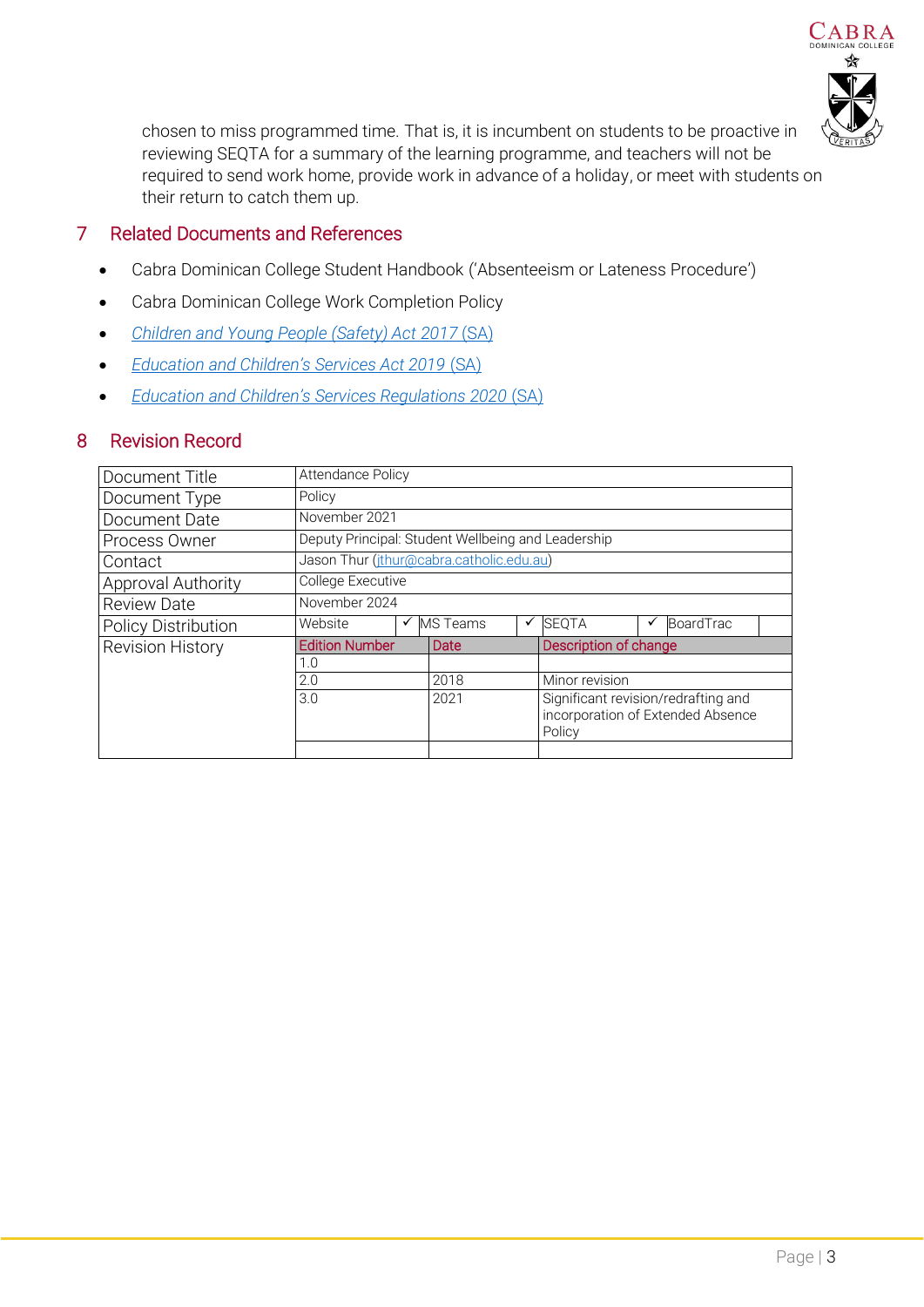chosen to miss programmed time. That is, it is incumbent on students to be proactive in reviewing SEQTA for a summary of the learning programme, and teachers will not be required to send work home, provide work in advance of a holiday, or meet with students on their return to catch them up.

## 7 Related Documents and References

- Cabra Dominican College Student Handbook ('Absenteeism or Lateness Procedure')
- Cabra Dominican College Work Completion Policy
- *Children and Young People (Safety) Act 2017 (SA)*
- *Education and Children's Services Act 2019 (SA)*
- *Education and Children's Services Regulations 2020 (SA)*

## 8 Revision Record

| | | | | | | | | |
|---|---|---|---|---|---|---|---|---|
| Document Title | Attendance Policy | | | | | | | |
| Document Type | Policy | | | | | | | |
| Document Date | November 2021 | | | | | | | |
| Process Owner | Deputy Principal: Student Wellbeing and Leadership | | | | | | | |
| Contact | Jason Thur (jthur@cabra.catholic.edu.au) | | | | | | | |
| Approval Authority | College Executive | | | | | | | |
| Review Date | November 2024 | | | | | | | |
| Policy Distribution | Website | ✓ | MS Teams | ✓ | SEQTA | ✓ | BoardTrac | |
| Revision History | Edition Number | | Date | | Description of change | | | |
| | 1.0 | | | | | | | |
| | 2.0 | | 2018 | | Minor revision | | | |
| | 3.0 | | 2021 | | Significant revision/redrafting and incorporation of Extended Absence Policy | | | |
| | | | | | | | | |